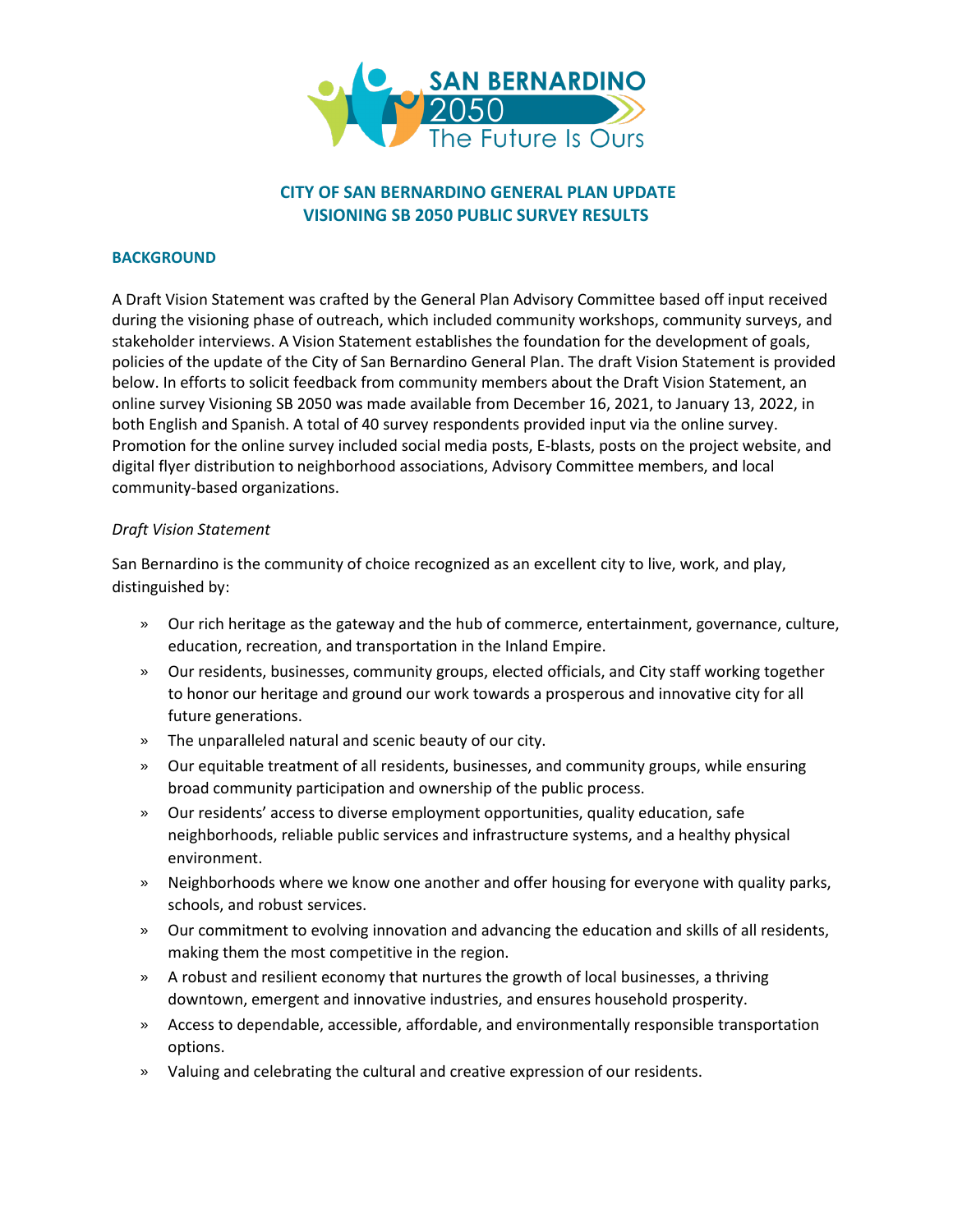# CITY OF SAN BERNARDINO GENERAL PLAN UPDATE
# VISIONING SB 2050 PUBLIC SURVEY RESULTS

## BACKGROUND

A Draft Vision Statement was crafted by the General Plan Advisory Committee based off input received during the visioning phase of outreach, which included community workshops, community surveys, and stakeholder interviews. A Vision Statement establishes the foundation for the development of goals, policies of the update of the City of San Bernardino General Plan. The draft Vision Statement is provided below. In efforts to solicit feedback from community members about the Draft Vision Statement, an online survey Visioning SB 2050 was made available from December 16, 2021, to January 13, 2022, in both English and Spanish. A total of 40 survey respondents provided input via the online survey. Promotion for the online survey included social media posts, E-blasts, posts on the project website, and digital flyer distribution to neighborhood associations, Advisory Committee members, and local community-based organizations.

*Draft Vision Statement*

San Bernardino is the community of choice recognized as an excellent city to live, work, and play, distinguished by:

- Our rich heritage as the gateway and the hub of commerce, entertainment, governance, culture, education, recreation, and transportation in the Inland Empire.
- Our residents, businesses, community groups, elected officials, and City staff working together to honor our heritage and ground our work towards a prosperous and innovative city for all future generations.
- The unparalleled natural and scenic beauty of our city.
- Our equitable treatment of all residents, businesses, and community groups, while ensuring broad community participation and ownership of the public process.
- Our residents' access to diverse employment opportunities, quality education, safe neighborhoods, reliable public services and infrastructure systems, and a healthy physical environment.
- Neighborhoods where we know one another and offer housing for everyone with quality parks, schools, and robust services.
- Our commitment to evolving innovation and advancing the education and skills of all residents, making them the most competitive in the region.
- A robust and resilient economy that nurtures the growth of local businesses, a thriving downtown, emergent and innovative industries, and ensures household prosperity.
- Access to dependable, accessible, affordable, and environmentally responsible transportation options.
- Valuing and celebrating the cultural and creative expression of our residents.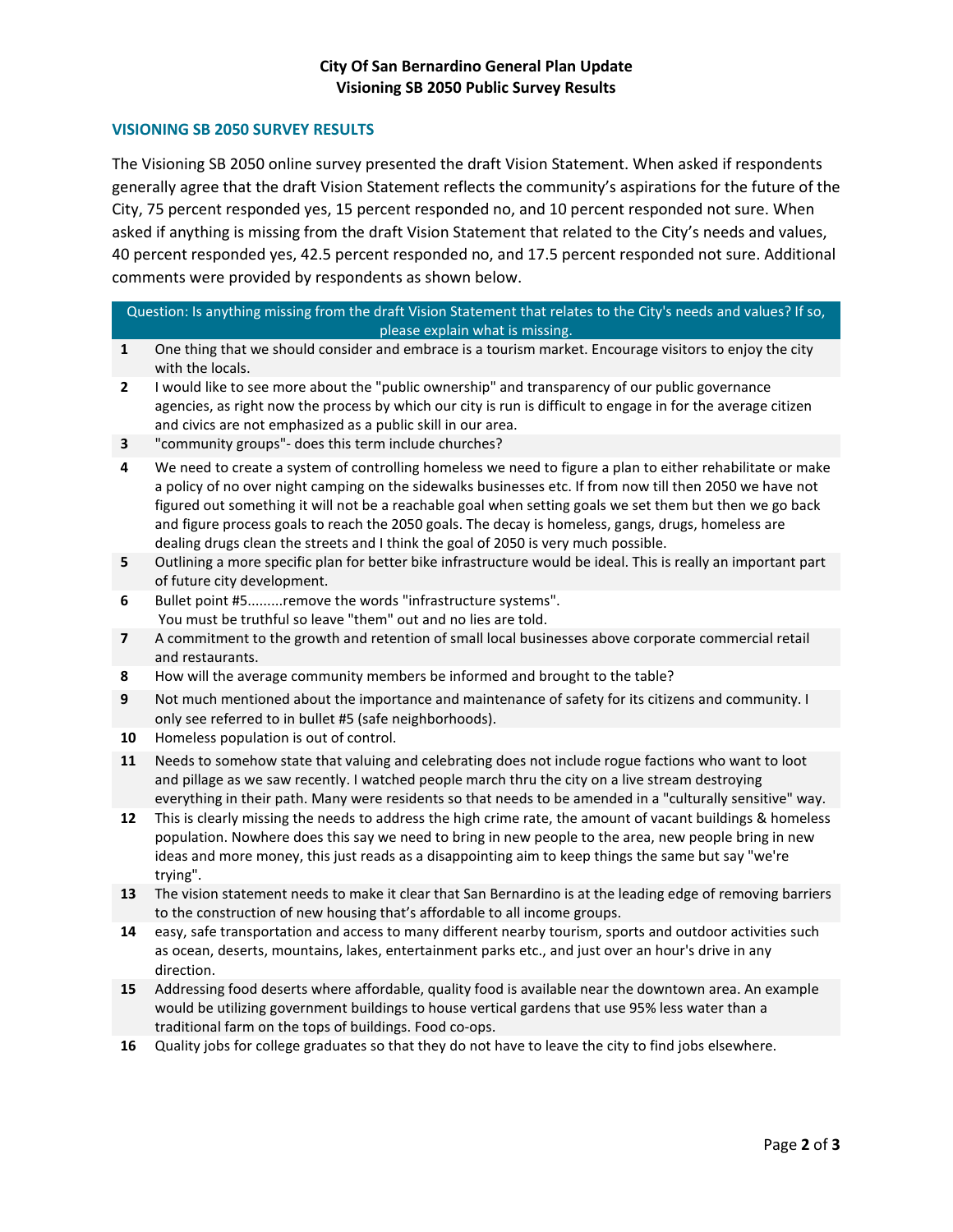**City Of San Bernardino General Plan Update**
**Visioning SB 2050 Public Survey Results**

## VISIONING SB 2050 SURVEY RESULTS

The Visioning SB 2050 online survey presented the draft Vision Statement. When asked if respondents generally agree that the draft Vision Statement reflects the community's aspirations for the future of the City, 75 percent responded yes, 15 percent responded no, and 10 percent responded not sure. When asked if anything is missing from the draft Vision Statement that related to the City's needs and values, 40 percent responded yes, 42.5 percent responded no, and 17.5 percent responded not sure. Additional comments were provided by respondents as shown below.

| | Question: Is anything missing from the draft Vision Statement that relates to the City's needs and values? If so, please explain what is missing. |
|---|---|
| 1 | One thing that we should consider and embrace is a tourism market. Encourage visitors to enjoy the city with the locals. |
| 2 | I would like to see more about the "public ownership" and transparency of our public governance agencies, as right now the process by which our city is run is difficult to engage in for the average citizen and civics are not emphasized as a public skill in our area. |
| 3 | "community groups"- does this term include churches? |
| 4 | We need to create a system of controlling homeless we need to figure a plan to either rehabilitate or make a policy of no over night camping on the sidewalks businesses etc. If from now till then 2050 we have not figured out something it will not be a reachable goal when setting goals we set them but then we go back and figure process goals to reach the 2050 goals. The decay is homeless, gangs, drugs, homeless are dealing drugs clean the streets and I think the goal of 2050 is very much possible. |
| 5 | Outlining a more specific plan for better bike infrastructure would be ideal. This is really an important part of future city development. |
| 6 | Bullet point #5.........remove the words "infrastructure systems". You must be truthful so leave "them" out and no lies are told. |
| 7 | A commitment to the growth and retention of small local businesses above corporate commercial retail and restaurants. |
| 8 | How will the average community members be informed and brought to the table? |
| 9 | Not much mentioned about the importance and maintenance of safety for its citizens and community. I only see referred to in bullet #5 (safe neighborhoods). |
| 10 | Homeless population is out of control. |
| 11 | Needs to somehow state that valuing and celebrating does not include rogue factions who want to loot and pillage as we saw recently. I watched people march thru the city on a live stream destroying everything in their path. Many were residents so that needs to be amended in a "culturally sensitive" way. |
| 12 | This is clearly missing the needs to address the high crime rate, the amount of vacant buildings & homeless population. Nowhere does this say we need to bring in new people to the area, new people bring in new ideas and more money, this just reads as a disappointing aim to keep things the same but say "we're trying". |
| 13 | The vision statement needs to make it clear that San Bernardino is at the leading edge of removing barriers to the construction of new housing that's affordable to all income groups. |
| 14 | easy, safe transportation and access to many different nearby tourism, sports and outdoor activities such as ocean, deserts, mountains, lakes, entertainment parks etc., and just over an hour's drive in any direction. |
| 15 | Addressing food deserts where affordable, quality food is available near the downtown area. An example would be utilizing government buildings to house vertical gardens that use 95% less water than a traditional farm on the tops of buildings. Food co-ops. |
| 16 | Quality jobs for college graduates so that they do not have to leave the city to find jobs elsewhere. |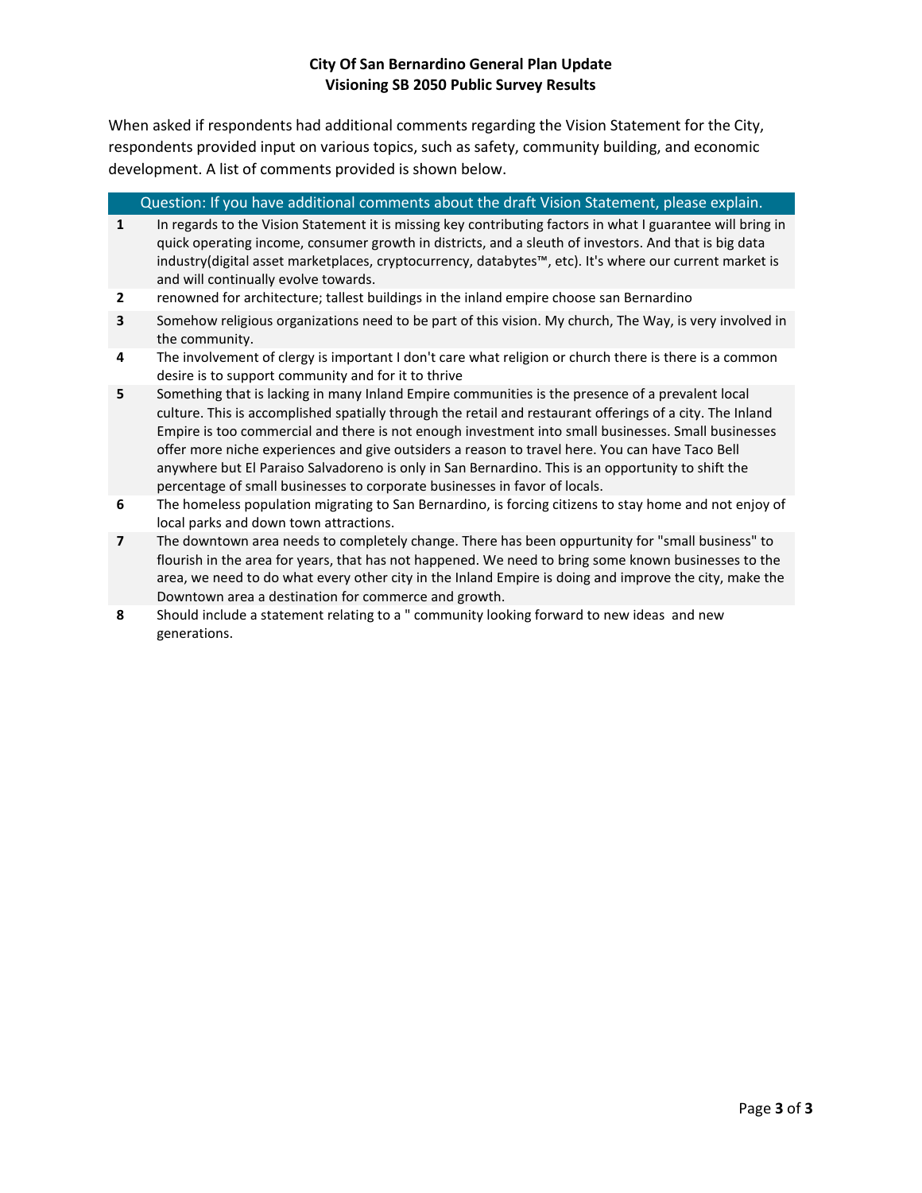**City Of San Bernardino General Plan Update**
**Visioning SB 2050 Public Survey Results**

When asked if respondents had additional comments regarding the Vision Statement for the City, respondents provided input on various topics, such as safety, community building, and economic development. A list of comments provided is shown below.

| | Question: If you have additional comments about the draft Vision Statement, please explain. |
|---|---|
| 1 | In regards to the Vision Statement it is missing key contributing factors in what I guarantee will bring in quick operating income, consumer growth in districts, and a sleuth of investors. And that is big data industry(digital asset marketplaces, cryptocurrency, databytes™, etc). It's where our current market is and will continually evolve towards. |
| 2 | renowned for architecture; tallest buildings in the inland empire choose san Bernardino |
| 3 | Somehow religious organizations need to be part of this vision. My church, The Way, is very involved in the community. |
| 4 | The involvement of clergy is important I don't care what religion or church there is there is a common desire is to support community and for it to thrive |
| 5 | Something that is lacking in many Inland Empire communities is the presence of a prevalent local culture. This is accomplished spatially through the retail and restaurant offerings of a city. The Inland Empire is too commercial and there is not enough investment into small businesses. Small businesses offer more niche experiences and give outsiders a reason to travel here. You can have Taco Bell anywhere but El Paraiso Salvadoreno is only in San Bernardino. This is an opportunity to shift the percentage of small businesses to corporate businesses in favor of locals. |
| 6 | The homeless population migrating to San Bernardino, is forcing citizens to stay home and not enjoy of local parks and down town attractions. |
| 7 | The downtown area needs to completely change. There has been oppurtunity for "small business" to flourish in the area for years, that has not happened. We need to bring some known businesses to the area, we need to do what every other city in the Inland Empire is doing and improve the city, make the Downtown area a destination for commerce and growth. |
| 8 | Should include a statement relating to a " community looking forward to new ideas  and new generations. |